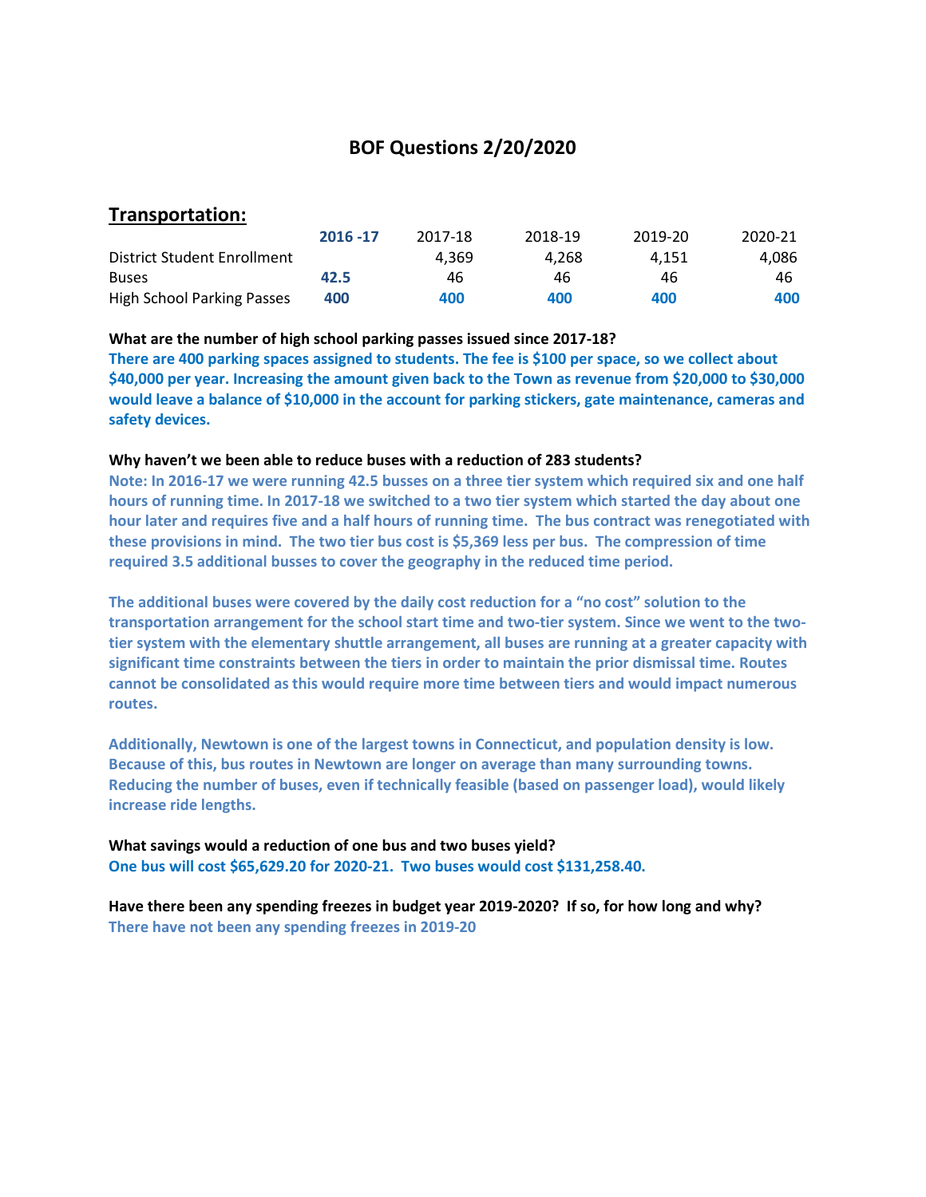# BOF Questions 2/20/2020

## Transportation:

| | 2016 -17 | 2017-18 | 2018-19 | 2019-20 | 2020-21 |
|---|---|---|---|---|---|
| District Student Enrollment | | 4,369 | 4,268 | 4,151 | 4,086 |
| Buses | 42.5 | 46 | 46 | 46 | 46 |
| High School Parking Passes | 400 | 400 | 400 | 400 | 400 |

**What are the number of high school parking passes issued since 2017-18?**

**There are 400 parking spaces assigned to students. The fee is $100 per space, so we collect about $40,000 per year. Increasing the amount given back to the Town as revenue from $20,000 to $30,000 would leave a balance of $10,000 in the account for parking stickers, gate maintenance, cameras and safety devices.**

**Why haven't we been able to reduce buses with a reduction of 283 students?**

**Note: In 2016-17 we were running 42.5 busses on a three tier system which required six and one half hours of running time. In 2017-18 we switched to a two tier system which started the day about one hour later and requires five and a half hours of running time. The bus contract was renegotiated with these provisions in mind. The two tier bus cost is $5,369 less per bus. The compression of time required 3.5 additional busses to cover the geography in the reduced time period.**

**The additional buses were covered by the daily cost reduction for a "no cost" solution to the transportation arrangement for the school start time and two-tier system. Since we went to the two-tier system with the elementary shuttle arrangement, all buses are running at a greater capacity with significant time constraints between the tiers in order to maintain the prior dismissal time. Routes cannot be consolidated as this would require more time between tiers and would impact numerous routes.**

**Additionally, Newtown is one of the largest towns in Connecticut, and population density is low. Because of this, bus routes in Newtown are longer on average than many surrounding towns. Reducing the number of buses, even if technically feasible (based on passenger load), would likely increase ride lengths.**

**What savings would a reduction of one bus and two buses yield?**

**One bus will cost $65,629.20 for 2020-21. Two buses would cost $131,258.40.**

**Have there been any spending freezes in budget year 2019-2020? If so, for how long and why?**

**There have not been any spending freezes in 2019-20**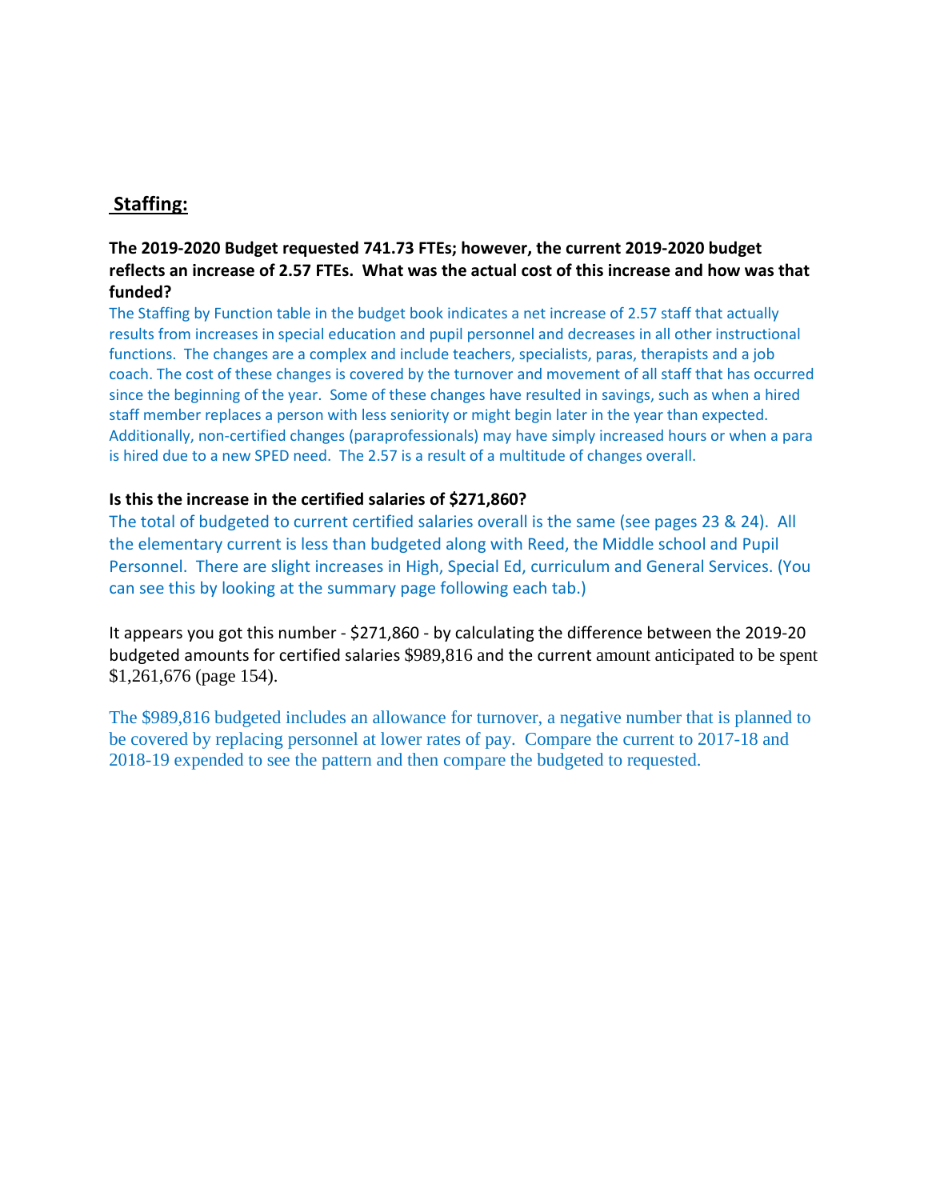## Staffing:

**The 2019-2020 Budget requested 741.73 FTEs; however, the current 2019-2020 budget reflects an increase of 2.57 FTEs. What was the actual cost of this increase and how was that funded?**

The Staffing by Function table in the budget book indicates a net increase of 2.57 staff that actually results from increases in special education and pupil personnel and decreases in all other instructional functions. The changes are a complex and include teachers, specialists, paras, therapists and a job coach. The cost of these changes is covered by the turnover and movement of all staff that has occurred since the beginning of the year. Some of these changes have resulted in savings, such as when a hired staff member replaces a person with less seniority or might begin later in the year than expected. Additionally, non-certified changes (paraprofessionals) may have simply increased hours or when a para is hired due to a new SPED need. The 2.57 is a result of a multitude of changes overall.

**Is this the increase in the certified salaries of $271,860?**

The total of budgeted to current certified salaries overall is the same (see pages 23 & 24). All the elementary current is less than budgeted along with Reed, the Middle school and Pupil Personnel. There are slight increases in High, Special Ed, curriculum and General Services. (You can see this by looking at the summary page following each tab.)

It appears you got this number - $271,860 - by calculating the difference between the 2019-20 budgeted amounts for certified salaries $989,816 and the current amount anticipated to be spent $1,261,676 (page 154).

The $989,816 budgeted includes an allowance for turnover, a negative number that is planned to be covered by replacing personnel at lower rates of pay. Compare the current to 2017-18 and 2018-19 expended to see the pattern and then compare the budgeted to requested.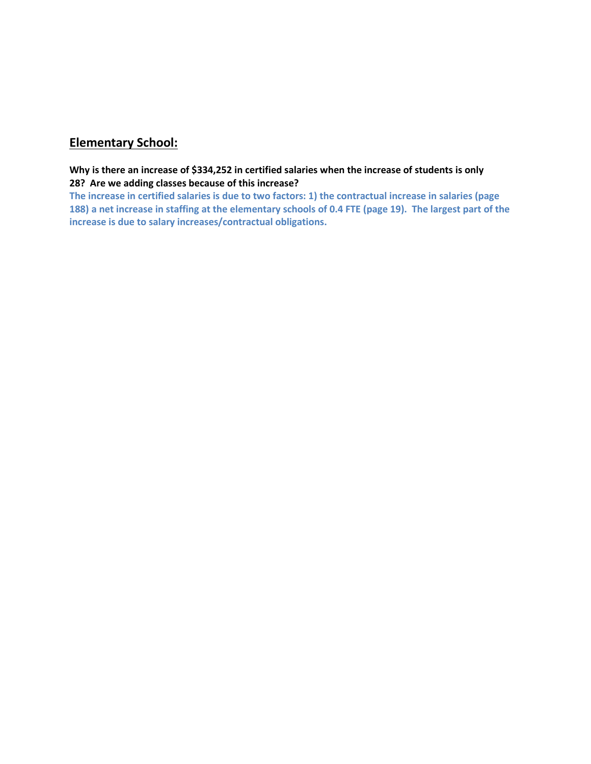## Elementary School:

**Why is there an increase of $334,252 in certified salaries when the increase of students is only 28? Are we adding classes because of this increase?**

**The increase in certified salaries is due to two factors: 1) the contractual increase in salaries (page 188) a net increase in staffing at the elementary schools of 0.4 FTE (page 19). The largest part of the increase is due to salary increases/contractual obligations.**